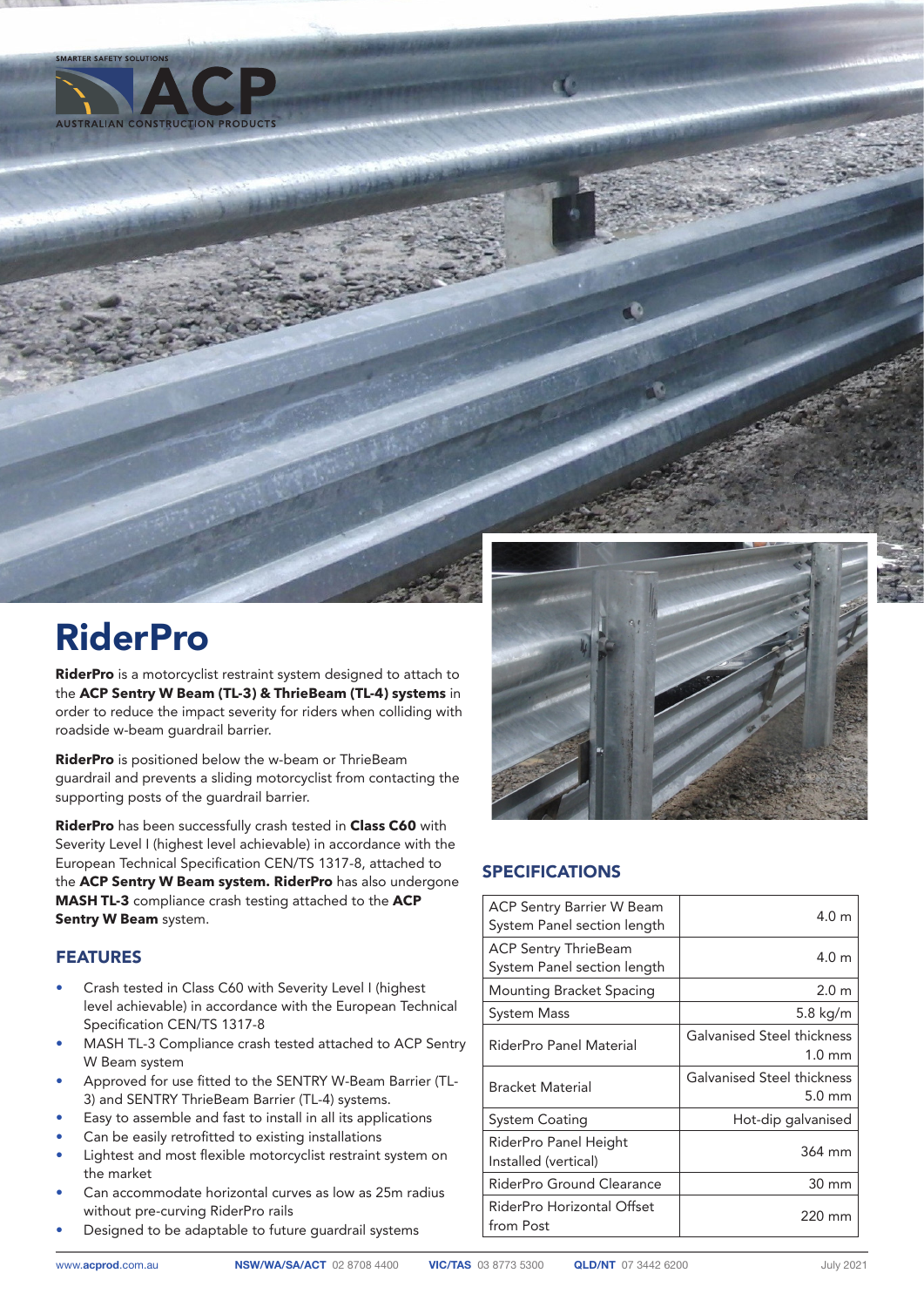SMARTER SAFETY SOLUTIONS

ACP

AUSTRALIAN CONSTRUCTION PRODUCTS

# RiderPro

**RiderPro** is a motorcyclist restraint system designed to attach to the **ACP Sentry W Beam (TL-3) & ThrieBeam (TL-4) systems** in order to reduce the impact severity for riders when colliding with roadside w-beam guardrail barrier.

**RiderPro** is positioned below the w-beam or ThrieBeam guardrail and prevents a sliding motorcyclist from contacting the supporting posts of the guardrail barrier.

**RiderPro** has been successfully crash tested in **Class C60** with Severity Level I (highest level achievable) in accordance with the European Technical Specification CEN/TS 1317-8, attached to the **ACP Sentry W Beam system. RiderPro** has also undergone **MASH TL-3** compliance crash testing attached to the **ACP Sentry W Beam** system.

## FEATURES

- Crash tested in Class C60 with Severity Level I (highest level achievable) in accordance with the European Technical Specification CEN/TS 1317-8
- MASH TL-3 Compliance crash tested attached to ACP Sentry W Beam system
- Approved for use fitted to the SENTRY W-Beam Barrier (TL-3) and SENTRY ThrieBeam Barrier (TL-4) systems.
- Easy to assemble and fast to install in all its applications
- Can be easily retrofitted to existing installations
- Lightest and most flexible motorcyclist restraint system on the market
- Can accommodate horizontal curves as low as 25m radius without pre-curving RiderPro rails
- Designed to be adaptable to future guardrail systems

## SPECIFICATIONS

| Specification | Value |
|---|---|
| ACP Sentry Barrier W Beam System Panel section length | 4.0 m |
| ACP Sentry ThrieBeam System Panel section length | 4.0 m |
| Mounting Bracket Spacing | 2.0 m |
| System Mass | 5.8 kg/m |
| RiderPro Panel Material | Galvanised Steel thickness 1.0 mm |
| Bracket Material | Galvanised Steel thickness 5.0 mm |
| System Coating | Hot-dip galvanised |
| RiderPro Panel Height Installed (vertical) | 364 mm |
| RiderPro Ground Clearance | 30 mm |
| RiderPro Horizontal Offset from Post | 220 mm |

www.acprod.com.au **NSW/WA/SA/ACT** 02 8708 4400 **VIC/TAS** 03 8773 5300 **QLD/NT** 07 3442 6200 July 2021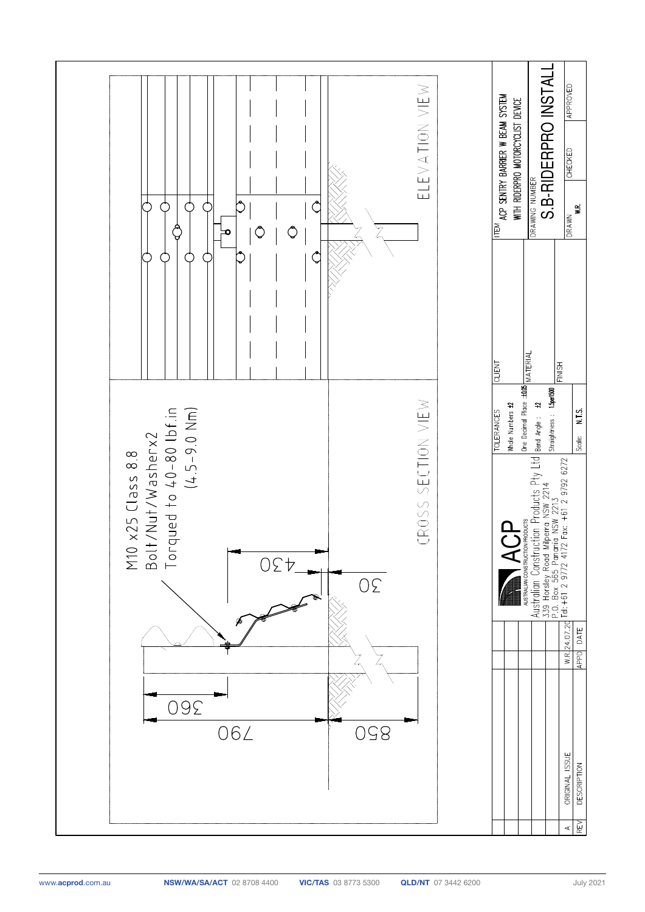M10 x25 Class 8.8
Bolt/Nut/Washerx2
Torqued to 40-80 lbf.in
(4.5-9.0 Nm)

430

30

360

790

850

CROSS SECTION VIEW

ELEVATION VIEW

| | |
|---|---|
| ITEM | ACP SENTRY BARRIER W BEAM SYSTEM WITH RIDERPRO MOTORCYCLIST DEVICE |
| DRAWING NUMBER | S.B-RIDERPRO INSTALL |
| DRAWN | W.R. |
| CHECKED | |
| APPROVED | |

| | |
|---|---|
| CLIENT | |
| MATERIAL | |
| FINISH | |

TOLERANCES
Whole Numbers ±2
One Decimal Place ±0.05
Bend Angle : ±2
Straightness : 1.5per1500
Scale: N.T.S.

ACP
AUSTRALIAN CONSTRUCTION PRODUCTS
Australian Construction Products Pty Ltd
339 Horsley Road Milperra NSW 2214
P.O. Box 565 Panania NSW 2213
Tel: +61 2 9772 4172 Fax: +61 2 9792 6272

| REV | DESCRIPTION | APPD | DATE |
|---|---|---|---|
| A | ORIGINAL ISSUE | W.R. | 24.07.20 |

www.acprod.com.au NSW/WA/SA/ACT 02 8708 4400 VIC/TAS 03 8773 5300 QLD/NT 07 3442 6200 July 2021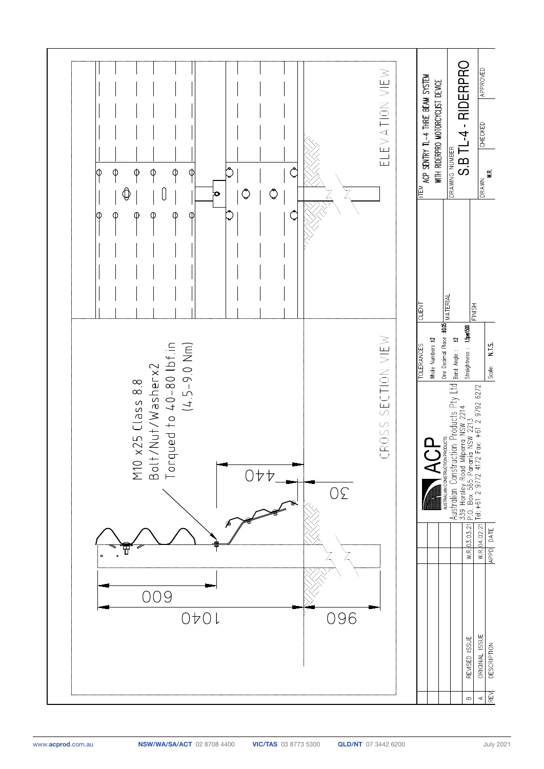M10 x25 Class 8.8
Bolt/Nut/Washer x2
Torqued to 40-80 lbf.in
(4.5-9.0 Nm)

440

30

600

1040

960

CROSS SECTION VIEW

ELEVATION VIEW

| | | |
|---|---|---|
| ITEM | ACP SENTRY TL-4 THRIE BEAM SYSTEM WITH RIDERPRO MOTORCYCLIST DEVICE | |
| DRAWING NUMBER | S.B TL-4 - RIDERPRO | |
| DRAWN W.R. | CHECKED | APPROVED |

| | |
|---|---|
| CLIENT | |
| MATERIAL | |
| FINISH | |

TOLERANCES
Whole Numbers ±2
One Decimal Place ±0.05
Bend Angle : ±2
Straightness : 1.5per1500
Scale: N.T.S.

ACP
AUSTRALIAN CONSTRUCTION PRODUCTS
Australian Construction Products Pty Ltd
339 Horsley Road Milperra NSW 2214
P.O. Box 565 Panania NSW 2213
Tel: +61 2 9772 4172 Fax: +61 2 9792 6272

| REV | DESCRIPTION | APPD | DATE |
|---|---|---|---|
| B | REVISED ISSUE | W.R. | 03.03.21 |
| A | ORIGINAL ISSUE | W.R. | 04.02.21 |

www.acprod.com.au NSW/WA/SA/ACT 02 8708 4400 VIC/TAS 03 8773 5300 QLD/NT 07 3442 6200 July 2021